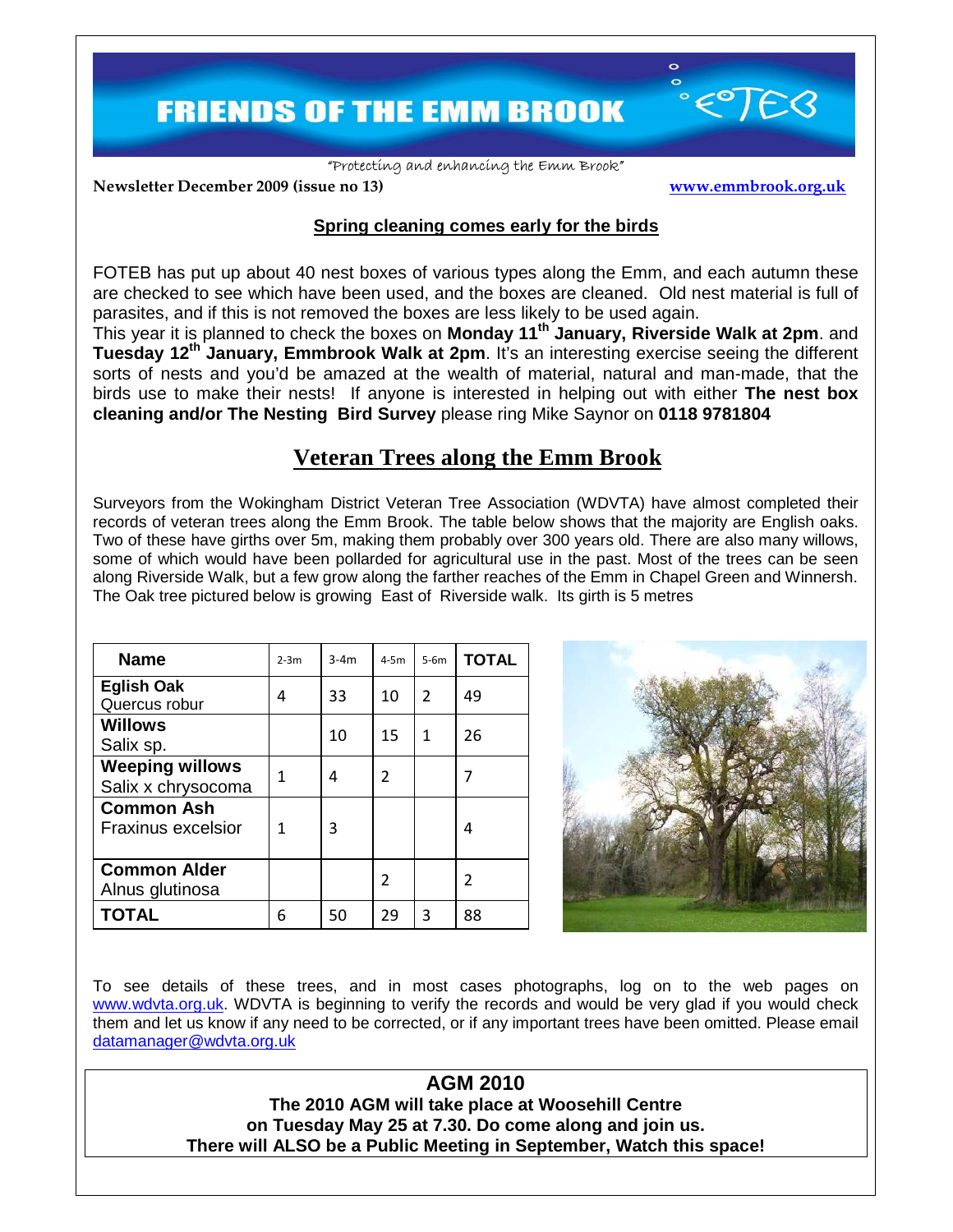# FRIENDS OF THE EMM BROOK

"Protecting and enhancing the Emm Brook"

**Newsletter December 2009 (issue no 13)** www.emmbrook.org.uk

## Spring cleaning comes early for the birds

FOTEB has put up about 40 nest boxes of various types along the Emm, and each autumn these are checked to see which have been used, and the boxes are cleaned. Old nest material is full of parasites, and if this is not removed the boxes are less likely to be used again.

This year it is planned to check the boxes on **Monday 11th January, Riverside Walk at 2pm**. and **Tuesday 12th January, Emmbrook Walk at 2pm**. It's an interesting exercise seeing the different sorts of nests and you'd be amazed at the wealth of material, natural and man-made, that the birds use to make their nests! If anyone is interested in helping out with either **The nest box cleaning and/or The Nesting Bird Survey** please ring Mike Saynor on **0118 9781804**

## Veteran Trees along the Emm Brook

Surveyors from the Wokingham District Veteran Tree Association (WDVTA) have almost completed their records of veteran trees along the Emm Brook. The table below shows that the majority are English oaks. Two of these have girths over 5m, making them probably over 300 years old. There are also many willows, some of which would have been pollarded for agricultural use in the past. Most of the trees can be seen along Riverside Walk, but a few grow along the farther reaches of the Emm in Chapel Green and Winnersh. The Oak tree pictured below is growing East of Riverside walk. Its girth is 5 metres

| Name | 2-3m | 3-4m | 4-5m | 5-6m | TOTAL |
|---|---|---|---|---|---|
| **Eglish Oak** Quercus robur | 4 | 33 | 10 | 2 | 49 |
| **Willows** Salix sp. | | 10 | 15 | 1 | 26 |
| **Weeping willows** Salix x chrysocoma | 1 | 4 | 2 | | 7 |
| **Common Ash** Fraxinus excelsior | 1 | 3 | | | 4 |
| **Common Alder** Alnus glutinosa | | | 2 | | 2 |
| **TOTAL** | 6 | 50 | 29 | 3 | 88 |

To see details of these trees, and in most cases photographs, log on to the web pages on www.wdvta.org.uk. WDVTA is beginning to verify the records and would be very glad if you would check them and let us know if any need to be corrected, or if any important trees have been omitted. Please email datamanager@wdvta.org.uk

**AGM 2010**

**The 2010 AGM will take place at Woosehill Centre on Tuesday May 25 at 7.30. Do come along and join us. There will ALSO be a Public Meeting in September, Watch this space!**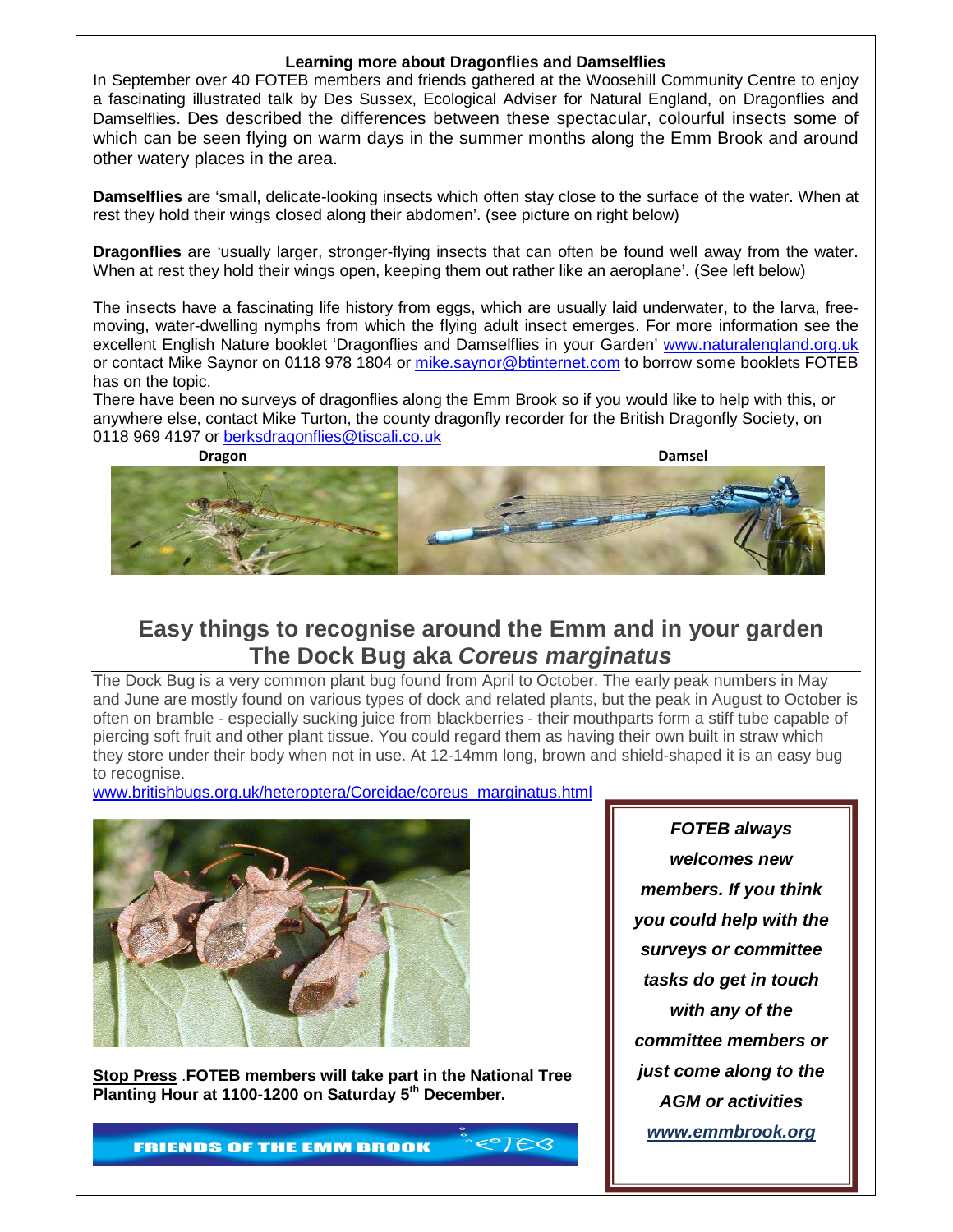### Learning more about Dragonflies and Damselflies

In September over 40 FOTEB members and friends gathered at the Woosehill Community Centre to enjoy a fascinating illustrated talk by Des Sussex, Ecological Adviser for Natural England, on Dragonflies and Damselflies. Des described the differences between these spectacular, colourful insects some of which can be seen flying on warm days in the summer months along the Emm Brook and around other watery places in the area.

**Damselflies** are 'small, delicate-looking insects which often stay close to the surface of the water. When at rest they hold their wings closed along their abdomen'. (see picture on right below)

**Dragonflies** are 'usually larger, stronger-flying insects that can often be found well away from the water. When at rest they hold their wings open, keeping them out rather like an aeroplane'. (See left below)

The insects have a fascinating life history from eggs, which are usually laid underwater, to the larva, free-moving, water-dwelling nymphs from which the flying adult insect emerges. For more information see the excellent English Nature booklet 'Dragonflies and Damselflies in your Garden' www.naturalengland.org.uk or contact Mike Saynor on 0118 978 1804 or mike.saynor@btinternet.com to borrow some booklets FOTEB has on the topic.

There have been no surveys of dragonflies along the Emm Brook so if you would like to help with this, or anywhere else, contact Mike Turton, the county dragonfly recorder for the British Dragonfly Society, on 0118 969 4197 or berksdragonflies@tiscali.co.uk

**Dragon** **Damsel**

## Easy things to recognise around the Emm and in your garden
## The Dock Bug aka *Coreus marginatus*

The Dock Bug is a very common plant bug found from April to October. The early peak numbers in May and June are mostly found on various types of dock and related plants, but the peak in August to October is often on bramble - especially sucking juice from blackberries - their mouthparts form a stiff tube capable of piercing soft fruit and other plant tissue. You could regard them as having their own built in straw which they store under their body when not in use. At 12-14mm long, brown and shield-shaped it is an easy bug to recognise.

www.britishbugs.org.uk/heteroptera/Coreidae/coreus_marginatus.html

**Stop Press** .**FOTEB members will take part in the National Tree Planting Hour at 1100-1200 on Saturday 5th December.**

FRIENDS OF THE EMM BROOK

***FOTEB always welcomes new members. If you think you could help with the surveys or committee tasks do get in touch with any of the committee members or just come along to the AGM or activities***

***www.emmbrook.org***